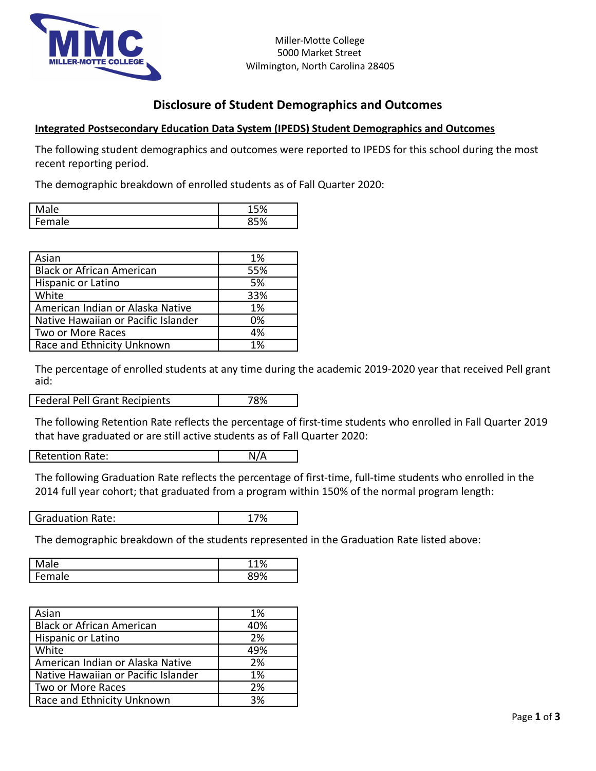Miller-Motte College
5000 Market Street
Wilmington, North Carolina 28405

# Disclosure of Student Demographics and Outcomes

**Integrated Postsecondary Education Data System (IPEDS) Student Demographics and Outcomes**

The following student demographics and outcomes were reported to IPEDS for this school during the most recent reporting period.

The demographic breakdown of enrolled students as of Fall Quarter 2020:

| | |
|---|---|
| Male | 15% |
| Female | 85% |

| | |
|---|---|
| Asian | 1% |
| Black or African American | 55% |
| Hispanic or Latino | 5% |
| White | 33% |
| American Indian or Alaska Native | 1% |
| Native Hawaiian or Pacific Islander | 0% |
| Two or More Races | 4% |
| Race and Ethnicity Unknown | 1% |

The percentage of enrolled students at any time during the academic 2019-2020 year that received Pell grant aid:

| | |
|---|---|
| Federal Pell Grant Recipients | 78% |

The following Retention Rate reflects the percentage of first-time students who enrolled in Fall Quarter 2019 that have graduated or are still active students as of Fall Quarter 2020:

| | |
|---|---|
| Retention Rate: | N/A |

The following Graduation Rate reflects the percentage of first-time, full-time students who enrolled in the 2014 full year cohort; that graduated from a program within 150% of the normal program length:

| | |
|---|---|
| Graduation Rate: | 17% |

The demographic breakdown of the students represented in the Graduation Rate listed above:

| | |
|---|---|
| Male | 11% |
| Female | 89% |

| | |
|---|---|
| Asian | 1% |
| Black or African American | 40% |
| Hispanic or Latino | 2% |
| White | 49% |
| American Indian or Alaska Native | 2% |
| Native Hawaiian or Pacific Islander | 1% |
| Two or More Races | 2% |
| Race and Ethnicity Unknown | 3% |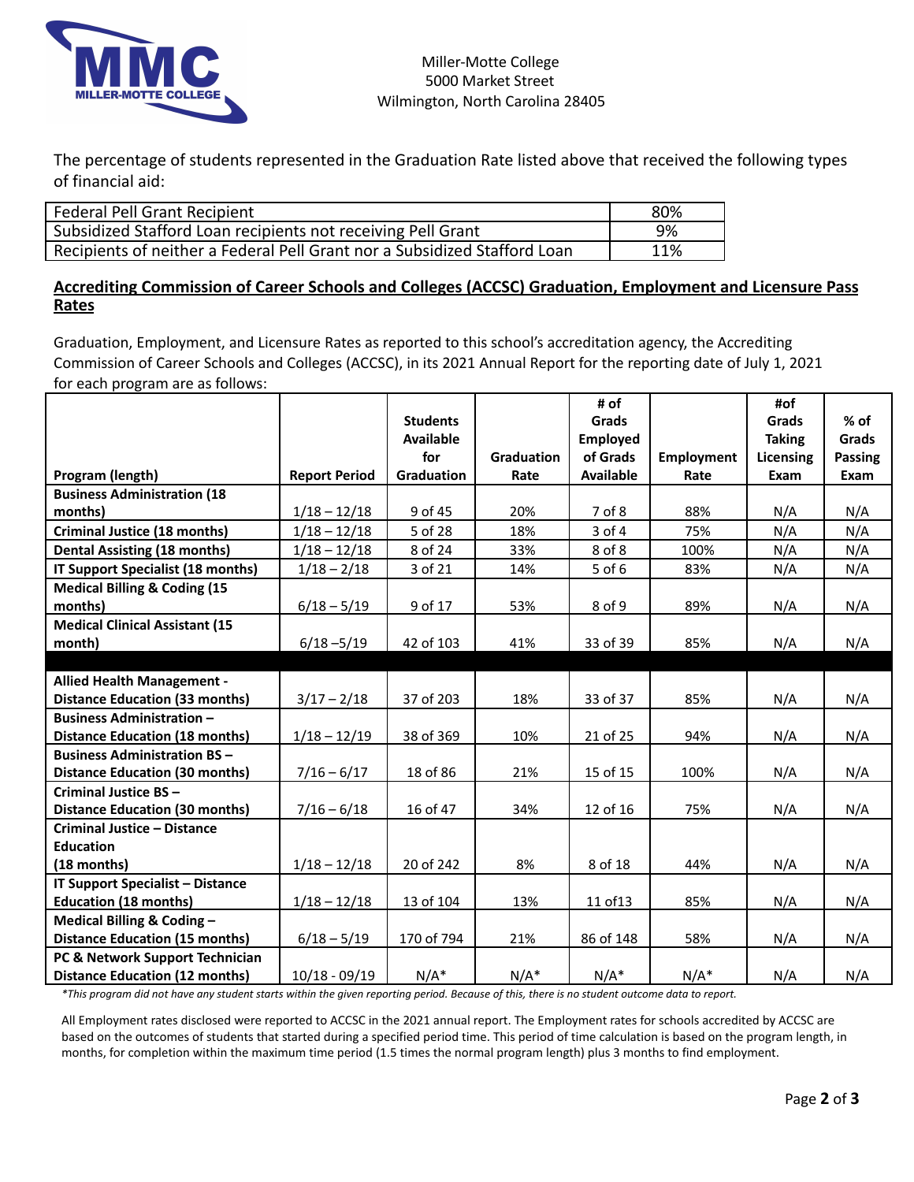Miller-Motte College
5000 Market Street
Wilmington, North Carolina 28405

The percentage of students represented in the Graduation Rate listed above that received the following types of financial aid:

| | |
|---|---|
| Federal Pell Grant Recipient | 80% |
| Subsidized Stafford Loan recipients not receiving Pell Grant | 9% |
| Recipients of neither a Federal Pell Grant nor a Subsidized Stafford Loan | 11% |

## Accrediting Commission of Career Schools and Colleges (ACCSC) Graduation, Employment and Licensure Pass Rates

Graduation, Employment, and Licensure Rates as reported to this school's accreditation agency, the Accrediting Commission of Career Schools and Colleges (ACCSC), in its 2021 Annual Report for the reporting date of July 1, 2021 for each program are as follows:

| Program (length) | Report Period | Students Available for Graduation | Graduation Rate | # of Grads Employed of Grads Available | Employment Rate | #of Grads Taking Licensing Exam | % of Grads Passing Exam |
|---|---|---|---|---|---|---|---|
| **Business Administration (18 months)** | 1/18 – 12/18 | 9 of 45 | 20% | 7 of 8 | 88% | N/A | N/A |
| **Criminal Justice (18 months)** | 1/18 – 12/18 | 5 of 28 | 18% | 3 of 4 | 75% | N/A | N/A |
| **Dental Assisting (18 months)** | 1/18 – 12/18 | 8 of 24 | 33% | 8 of 8 | 100% | N/A | N/A |
| **IT Support Specialist (18 months)** | 1/18 – 2/18 | 3 of 21 | 14% | 5 of 6 | 83% | N/A | N/A |
| **Medical Billing & Coding (15 months)** | 6/18 – 5/19 | 9 of 17 | 53% | 8 of 9 | 89% | N/A | N/A |
| **Medical Clinical Assistant (15 month)** | 6/18 –5/19 | 42 of 103 | 41% | 33 of 39 | 85% | N/A | N/A |
| | | | | | | | |
| **Allied Health Management - Distance Education (33 months)** | 3/17 – 2/18 | 37 of 203 | 18% | 33 of 37 | 85% | N/A | N/A |
| **Business Administration – Distance Education (18 months)** | 1/18 – 12/19 | 38 of 369 | 10% | 21 of 25 | 94% | N/A | N/A |
| **Business Administration BS – Distance Education (30 months)** | 7/16 – 6/17 | 18 of 86 | 21% | 15 of 15 | 100% | N/A | N/A |
| **Criminal Justice BS – Distance Education (30 months)** | 7/16 – 6/18 | 16 of 47 | 34% | 12 of 16 | 75% | N/A | N/A |
| **Criminal Justice – Distance Education (18 months)** | 1/18 – 12/18 | 20 of 242 | 8% | 8 of 18 | 44% | N/A | N/A |
| **IT Support Specialist – Distance Education (18 months)** | 1/18 – 12/18 | 13 of 104 | 13% | 11 of13 | 85% | N/A | N/A |
| **Medical Billing & Coding – Distance Education (15 months)** | 6/18 – 5/19 | 170 of 794 | 21% | 86 of 148 | 58% | N/A | N/A |
| **PC & Network Support Technician Distance Education (12 months)** | 10/18 - 09/19 | N/A* | N/A* | N/A* | N/A* | N/A | N/A |

*\*This program did not have any student starts within the given reporting period. Because of this, there is no student outcome data to report.*

All Employment rates disclosed were reported to ACCSC in the 2021 annual report. The Employment rates for schools accredited by ACCSC are based on the outcomes of students that started during a specified period time. This period of time calculation is based on the program length, in months, for completion within the maximum time period (1.5 times the normal program length) plus 3 months to find employment.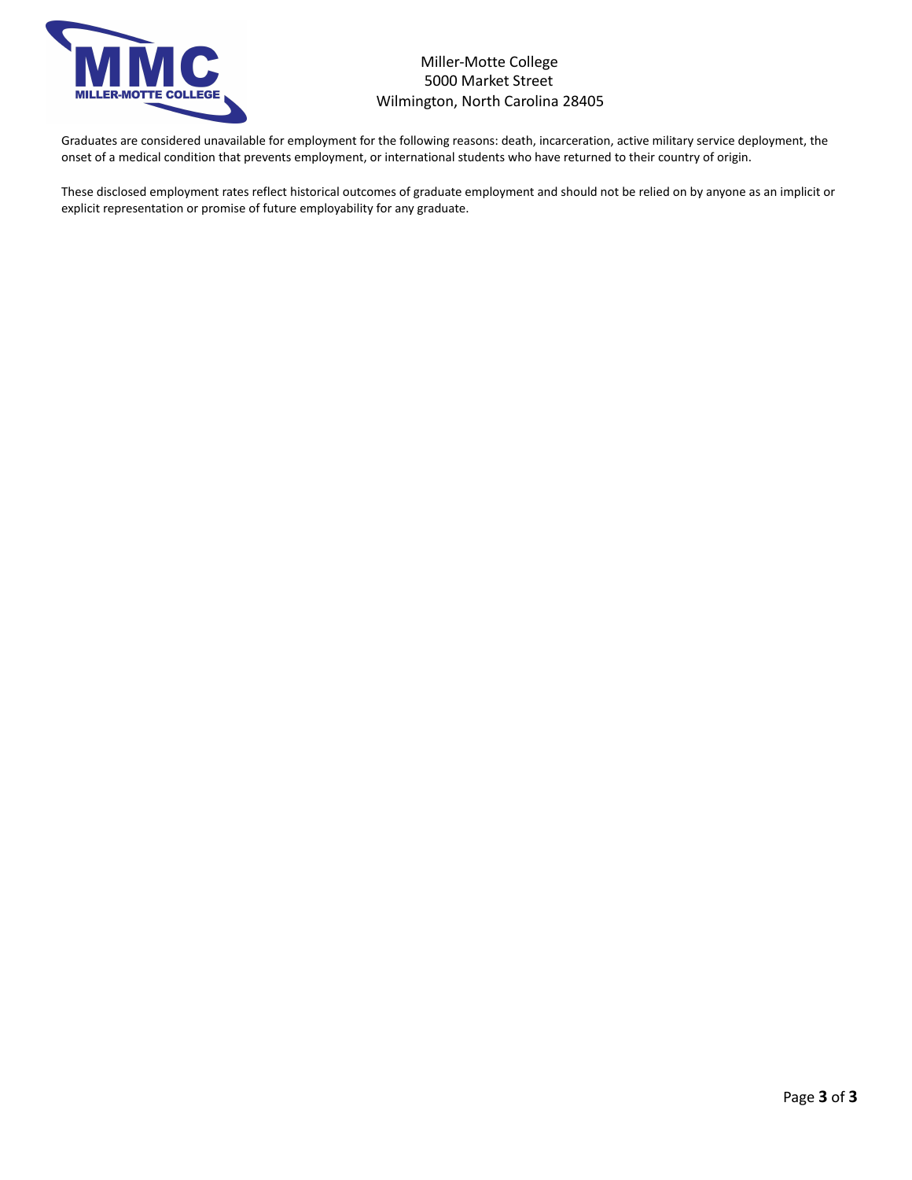Graduates are considered unavailable for employment for the following reasons: death, incarceration, active military service deployment, the onset of a medical condition that prevents employment, or international students who have returned to their country of origin.

These disclosed employment rates reflect historical outcomes of graduate employment and should not be relied on by anyone as an implicit or explicit representation or promise of future employability for any graduate.